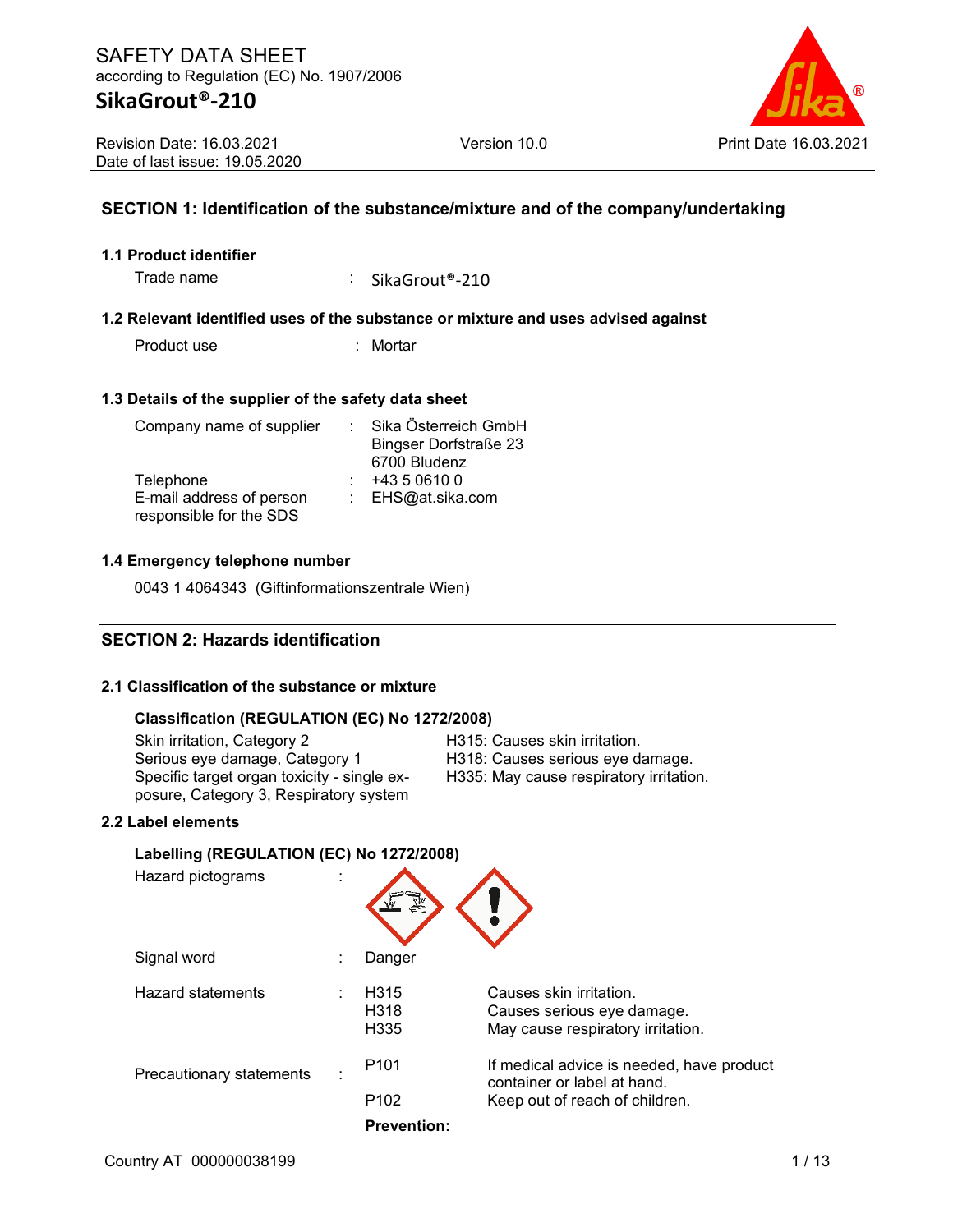# SAFETY DATA SHEET
according to Regulation (EC) No. 1907/2006

# SikaGrout®-210

Revision Date: 16.03.2021
Date of last issue: 19.05.2020

Version 10.0

Print Date 16.03.2021

## SECTION 1: Identification of the substance/mixture and of the company/undertaking

### 1.1 Product identifier

Trade name : SikaGrout®-210

### 1.2 Relevant identified uses of the substance or mixture and uses advised against

Product use : Mortar

### 1.3 Details of the supplier of the safety data sheet

Company name of supplier : Sika Österreich GmbH
Bingser Dorfstraße 23
6700 Bludenz

Telephone : +43 5 0610 0

E-mail address of person responsible for the SDS : EHS@at.sika.com

### 1.4 Emergency telephone number

0043 1 4064343 (Giftinformationszentrale Wien)

## SECTION 2: Hazards identification

### 2.1 Classification of the substance or mixture

**Classification (REGULATION (EC) No 1272/2008)**

| | |
|---|---|
| Skin irritation, Category 2 | H315: Causes skin irritation. |
| Serious eye damage, Category 1 | H318: Causes serious eye damage. |
| Specific target organ toxicity - single exposure, Category 3, Respiratory system | H335: May cause respiratory irritation. |

### 2.2 Label elements

**Labelling (REGULATION (EC) No 1272/2008)**

Hazard pictograms :

Signal word : Danger

Hazard statements :

| | |
|---|---|
| H315 | Causes skin irritation. |
| H318 | Causes serious eye damage. |
| H335 | May cause respiratory irritation. |

Precautionary statements :

| | |
|---|---|
| P101 | If medical advice is needed, have product container or label at hand. |
| P102 | Keep out of reach of children. |

**Prevention:**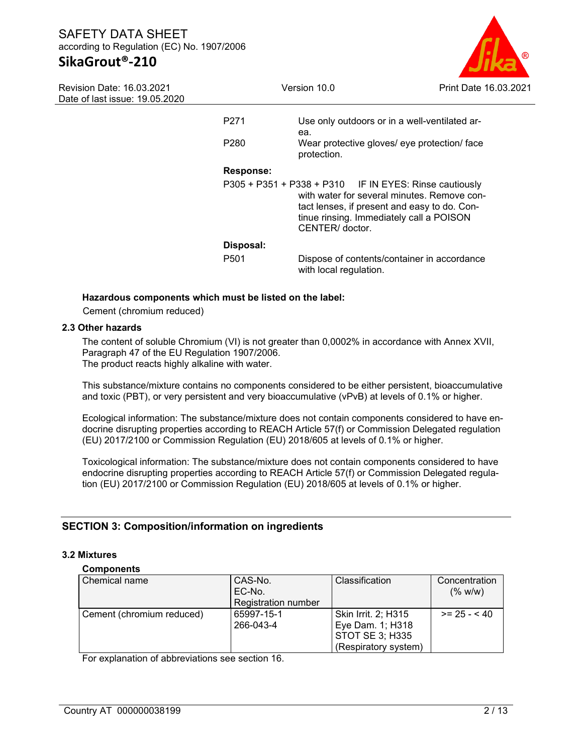| | |
|---|---|
| P271 | Use only outdoors or in a well-ventilated area. |
| P280 | Wear protective gloves/ eye protection/ face protection. |

**Response:**

| | |
|---|---|
| P305 + P351 + P338 + P310 | IF IN EYES: Rinse cautiously with water for several minutes. Remove contact lenses, if present and easy to do. Continue rinsing. Immediately call a POISON CENTER/ doctor. |

**Disposal:**

| | |
|---|---|
| P501 | Dispose of contents/container in accordance with local regulation. |

**Hazardous components which must be listed on the label:**

Cement (chromium reduced)

### 2.3 Other hazards

The content of soluble Chromium (VI) is not greater than 0,0002% in accordance with Annex XVII, Paragraph 47 of the EU Regulation 1907/2006.
The product reacts highly alkaline with water.

This substance/mixture contains no components considered to be either persistent, bioaccumulative and toxic (PBT), or very persistent and very bioaccumulative (vPvB) at levels of 0.1% or higher.

Ecological information: The substance/mixture does not contain components considered to have endocrine disrupting properties according to REACH Article 57(f) or Commission Delegated regulation (EU) 2017/2100 or Commission Regulation (EU) 2018/605 at levels of 0.1% or higher.

Toxicological information: The substance/mixture does not contain components considered to have endocrine disrupting properties according to REACH Article 57(f) or Commission Delegated regulation (EU) 2017/2100 or Commission Regulation (EU) 2018/605 at levels of 0.1% or higher.

## SECTION 3: Composition/information on ingredients

### 3.2 Mixtures

**Components**

| Chemical name | CAS-No.<br>EC-No.<br>Registration number | Classification | Concentration (% w/w) |
|---|---|---|---|
| Cement (chromium reduced) | 65997-15-1<br>266-043-4 | Skin Irrit. 2; H315<br>Eye Dam. 1; H318<br>STOT SE 3; H335<br>(Respiratory system) | >= 25 - < 40 |

For explanation of abbreviations see section 16.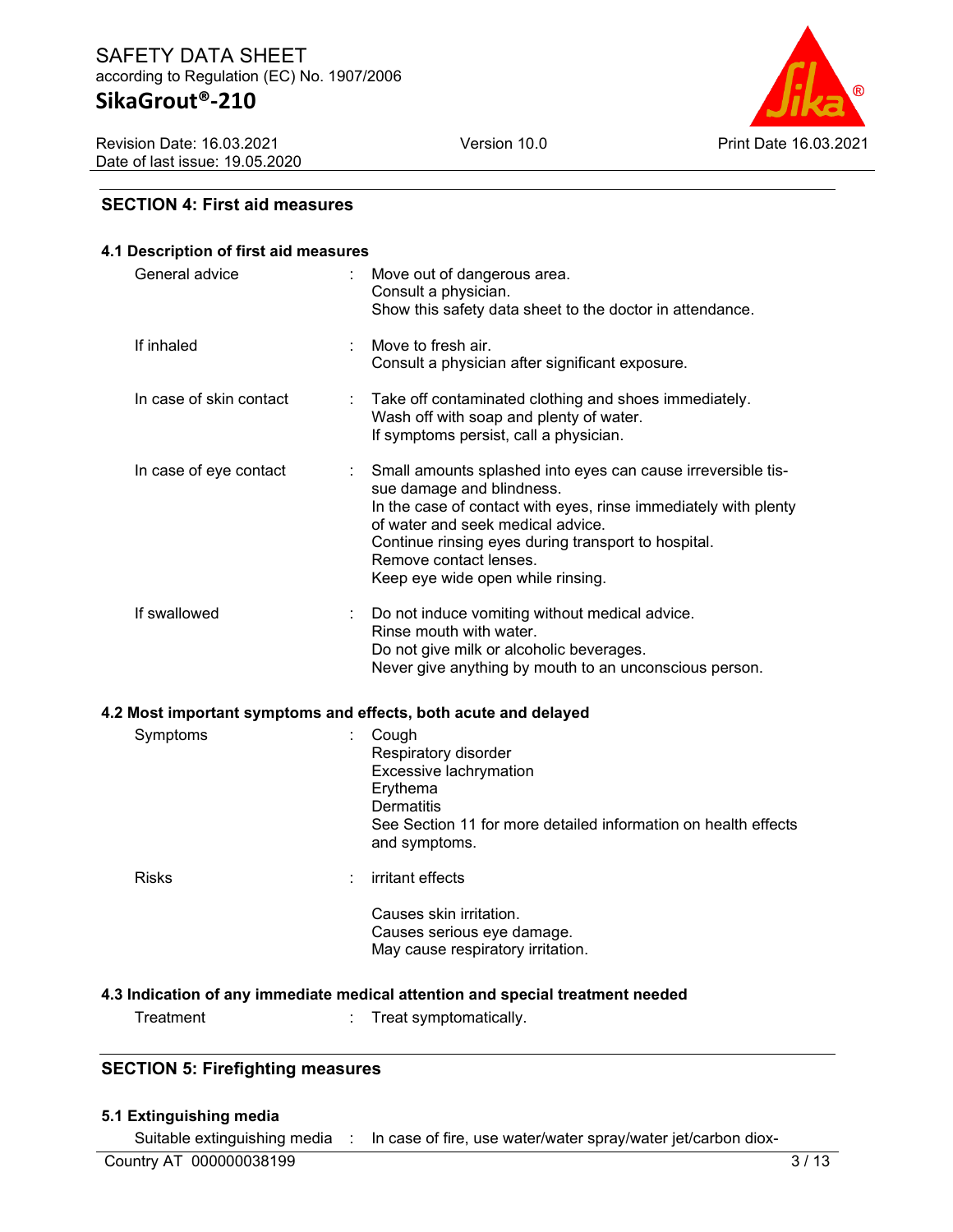## SECTION 4: First aid measures

### 4.1 Description of first aid measures

| | | |
|---|---|---|
| General advice | : | Move out of dangerous area.<br>Consult a physician.<br>Show this safety data sheet to the doctor in attendance. |
| If inhaled | : | Move to fresh air.<br>Consult a physician after significant exposure. |
| In case of skin contact | : | Take off contaminated clothing and shoes immediately.<br>Wash off with soap and plenty of water.<br>If symptoms persist, call a physician. |
| In case of eye contact | : | Small amounts splashed into eyes can cause irreversible tissue damage and blindness.<br>In the case of contact with eyes, rinse immediately with plenty of water and seek medical advice.<br>Continue rinsing eyes during transport to hospital.<br>Remove contact lenses.<br>Keep eye wide open while rinsing. |
| If swallowed | : | Do not induce vomiting without medical advice.<br>Rinse mouth with water.<br>Do not give milk or alcoholic beverages.<br>Never give anything by mouth to an unconscious person. |

### 4.2 Most important symptoms and effects, both acute and delayed

| | | |
|---|---|---|
| Symptoms | : | Cough<br>Respiratory disorder<br>Excessive lachrymation<br>Erythema<br>Dermatitis<br>See Section 11 for more detailed information on health effects and symptoms. |
| Risks | : | irritant effects<br><br>Causes skin irritation.<br>Causes serious eye damage.<br>May cause respiratory irritation. |

### 4.3 Indication of any immediate medical attention and special treatment needed

| | | |
|---|---|---|
| Treatment | : | Treat symptomatically. |

## SECTION 5: Firefighting measures

### 5.1 Extinguishing media

| | | |
|---|---|---|
| Suitable extinguishing media | : | In case of fire, use water/water spray/water jet/carbon diox- |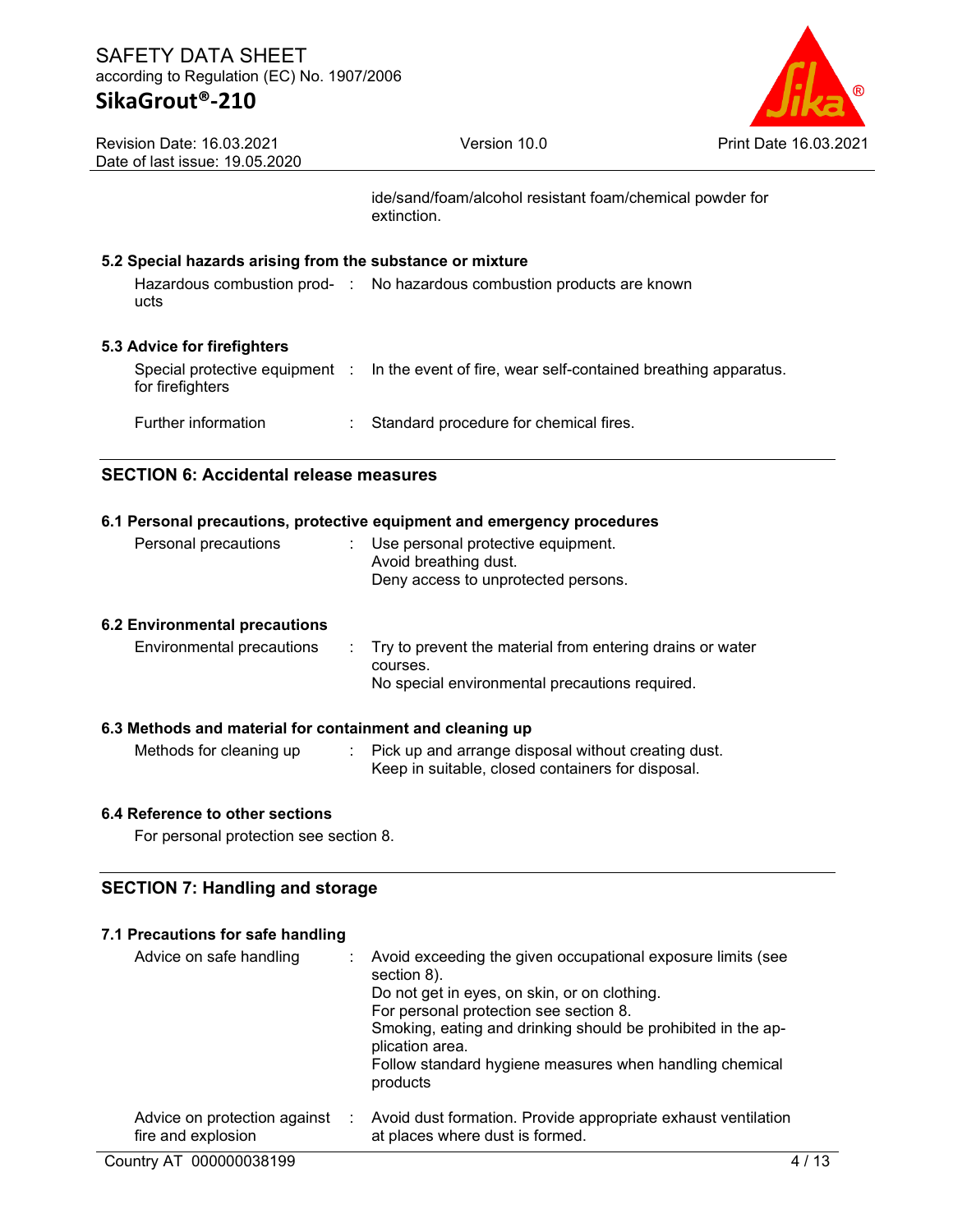ide/sand/foam/alcohol resistant foam/chemical powder for extinction.

### 5.2 Special hazards arising from the substance or mixture

| | | |
|---|---|---|
| Hazardous combustion products | : | No hazardous combustion products are known |

### 5.3 Advice for firefighters

| | | |
|---|---|---|
| Special protective equipment for firefighters | : | In the event of fire, wear self-contained breathing apparatus. |
| Further information | : | Standard procedure for chemical fires. |

## SECTION 6: Accidental release measures

### 6.1 Personal precautions, protective equipment and emergency procedures

| | | |
|---|---|---|
| Personal precautions | : | Use personal protective equipment.<br>Avoid breathing dust.<br>Deny access to unprotected persons. |

### 6.2 Environmental precautions

| | | |
|---|---|---|
| Environmental precautions | : | Try to prevent the material from entering drains or water courses.<br>No special environmental precautions required. |

### 6.3 Methods and material for containment and cleaning up

| | | |
|---|---|---|
| Methods for cleaning up | : | Pick up and arrange disposal without creating dust.<br>Keep in suitable, closed containers for disposal. |

### 6.4 Reference to other sections

For personal protection see section 8.

## SECTION 7: Handling and storage

### 7.1 Precautions for safe handling

| | | |
|---|---|---|
| Advice on safe handling | : | Avoid exceeding the given occupational exposure limits (see section 8).<br>Do not get in eyes, on skin, or on clothing.<br>For personal protection see section 8.<br>Smoking, eating and drinking should be prohibited in the application area.<br>Follow standard hygiene measures when handling chemical products |
| Advice on protection against fire and explosion | : | Avoid dust formation. Provide appropriate exhaust ventilation at places where dust is formed. |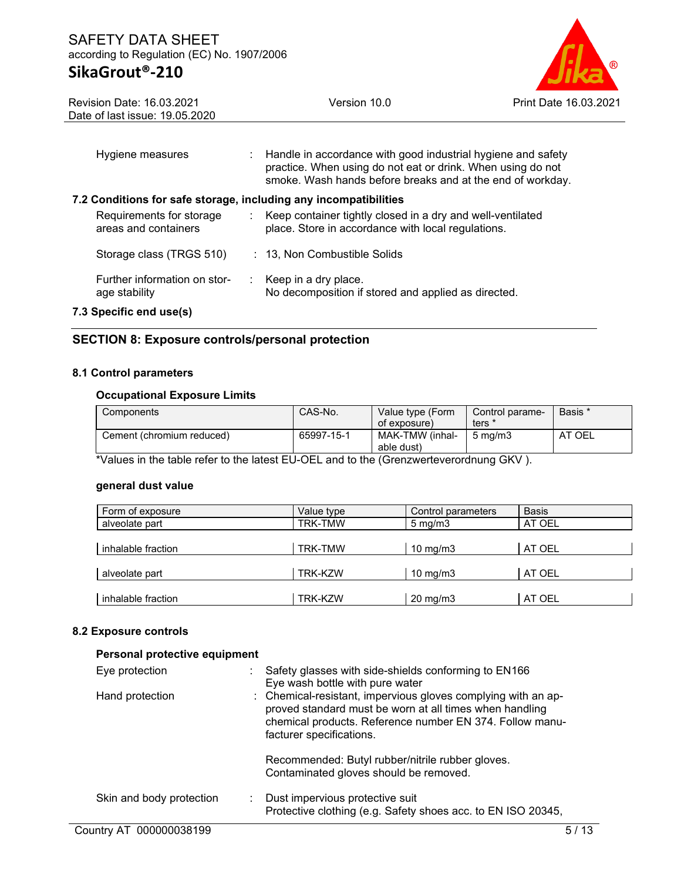| | | |
|---|---|---|
| Hygiene measures | : | Handle in accordance with good industrial hygiene and safety practice. When using do not eat or drink. When using do not smoke. Wash hands before breaks and at the end of workday. |

### 7.2 Conditions for safe storage, including any incompatibilities

| | | |
|---|---|---|
| Requirements for storage areas and containers | : | Keep container tightly closed in a dry and well-ventilated place. Store in accordance with local regulations. |
| Storage class (TRGS 510) | : | 13, Non Combustible Solids |
| Further information on storage stability | : | Keep in a dry place. No decomposition if stored and applied as directed. |

### 7.3 Specific end use(s)

## SECTION 8: Exposure controls/personal protection

### 8.1 Control parameters

#### Occupational Exposure Limits

| Components | CAS-No. | Value type (Form of exposure) | Control parameters * | Basis * |
|---|---|---|---|---|
| Cement (chromium reduced) | 65997-15-1 | MAK-TMW (inhalable dust) | 5 mg/m3 | AT OEL |

*Values in the table refer to the latest EU-OEL and to the (Grenzwerteverordnung GKV ).

#### general dust value

| Form of exposure | Value type | Control parameters | Basis |
|---|---|---|---|
| alveolate part | TRK-TMW | 5 mg/m3 | AT OEL |
| inhalable fraction | TRK-TMW | 10 mg/m3 | AT OEL |
| alveolate part | TRK-KZW | 10 mg/m3 | AT OEL |
| inhalable fraction | TRK-KZW | 20 mg/m3 | AT OEL |

### 8.2 Exposure controls

#### Personal protective equipment

| | | |
|---|---|---|
| Eye protection | : | Safety glasses with side-shields conforming to EN166<br>Eye wash bottle with pure water |
| Hand protection | : | Chemical-resistant, impervious gloves complying with an approved standard must be worn at all times when handling chemical products. Reference number EN 374. Follow manufacturer specifications.<br><br>Recommended: Butyl rubber/nitrile rubber gloves.<br>Contaminated gloves should be removed. |
| Skin and body protection | : | Dust impervious protective suit<br>Protective clothing (e.g. Safety shoes acc. to EN ISO 20345, |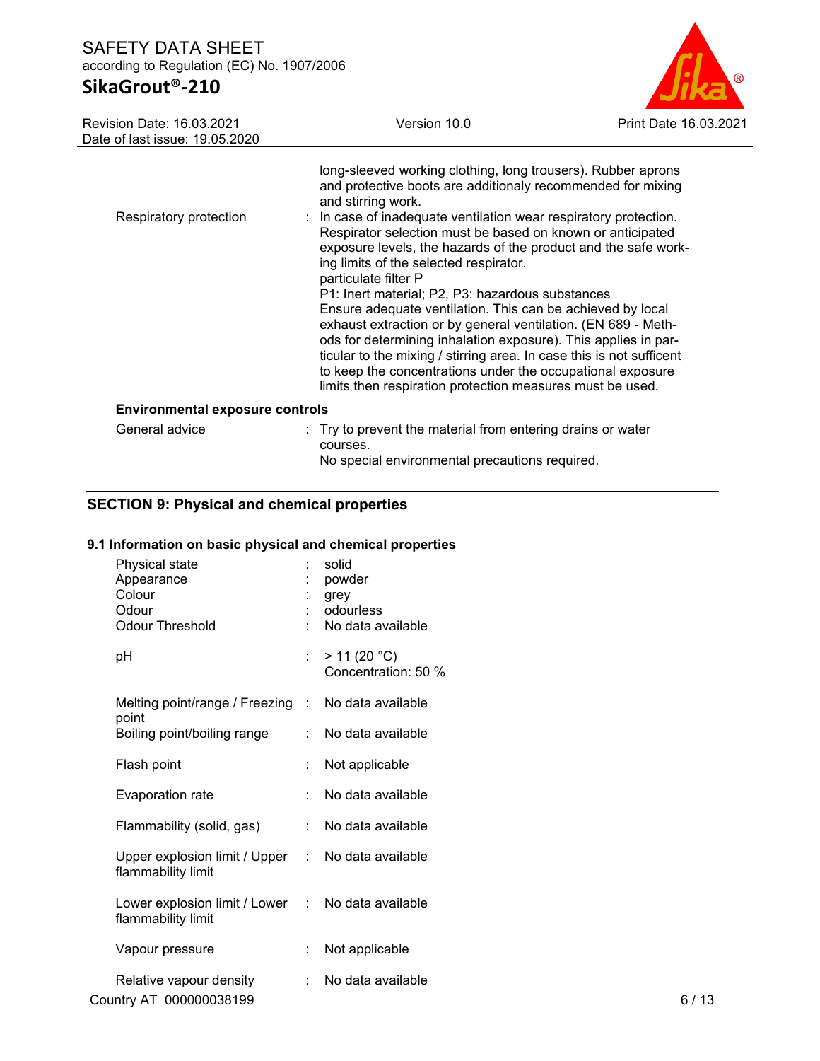| | | |
|---|---|---|
| | | long-sleeved working clothing, long trousers). Rubber aprons and protective boots are additionaly recommended for mixing and stirring work. |
| Respiratory protection | : | In case of inadequate ventilation wear respiratory protection. Respirator selection must be based on known or anticipated exposure levels, the hazards of the product and the safe working limits of the selected respirator.<br>particulate filter P<br>P1: Inert material; P2, P3: hazardous substances<br>Ensure adequate ventilation. This can be achieved by local exhaust extraction or by general ventilation. (EN 689 - Methods for determining inhalation exposure). This applies in particular to the mixing / stirring area. In case this is not sufficent to keep the concentrations under the occupational exposure limits then respiration protection measures must be used. |

**Environmental exposure controls**

| | | |
|---|---|---|
| General advice | : | Try to prevent the material from entering drains or water courses.<br>No special environmental precautions required. |

## SECTION 9: Physical and chemical properties

### 9.1 Information on basic physical and chemical properties

| | | |
|---|---|---|
| Physical state | : | solid |
| Appearance | : | powder |
| Colour | : | grey |
| Odour | : | odourless |
| Odour Threshold | : | No data available |
| pH | : | > 11 (20 °C)<br>Concentration: 50 % |
| Melting point/range / Freezing point | : | No data available |
| Boiling point/boiling range | : | No data available |
| Flash point | : | Not applicable |
| Evaporation rate | : | No data available |
| Flammability (solid, gas) | : | No data available |
| Upper explosion limit / Upper flammability limit | : | No data available |
| Lower explosion limit / Lower flammability limit | : | No data available |
| Vapour pressure | : | Not applicable |
| Relative vapour density | : | No data available |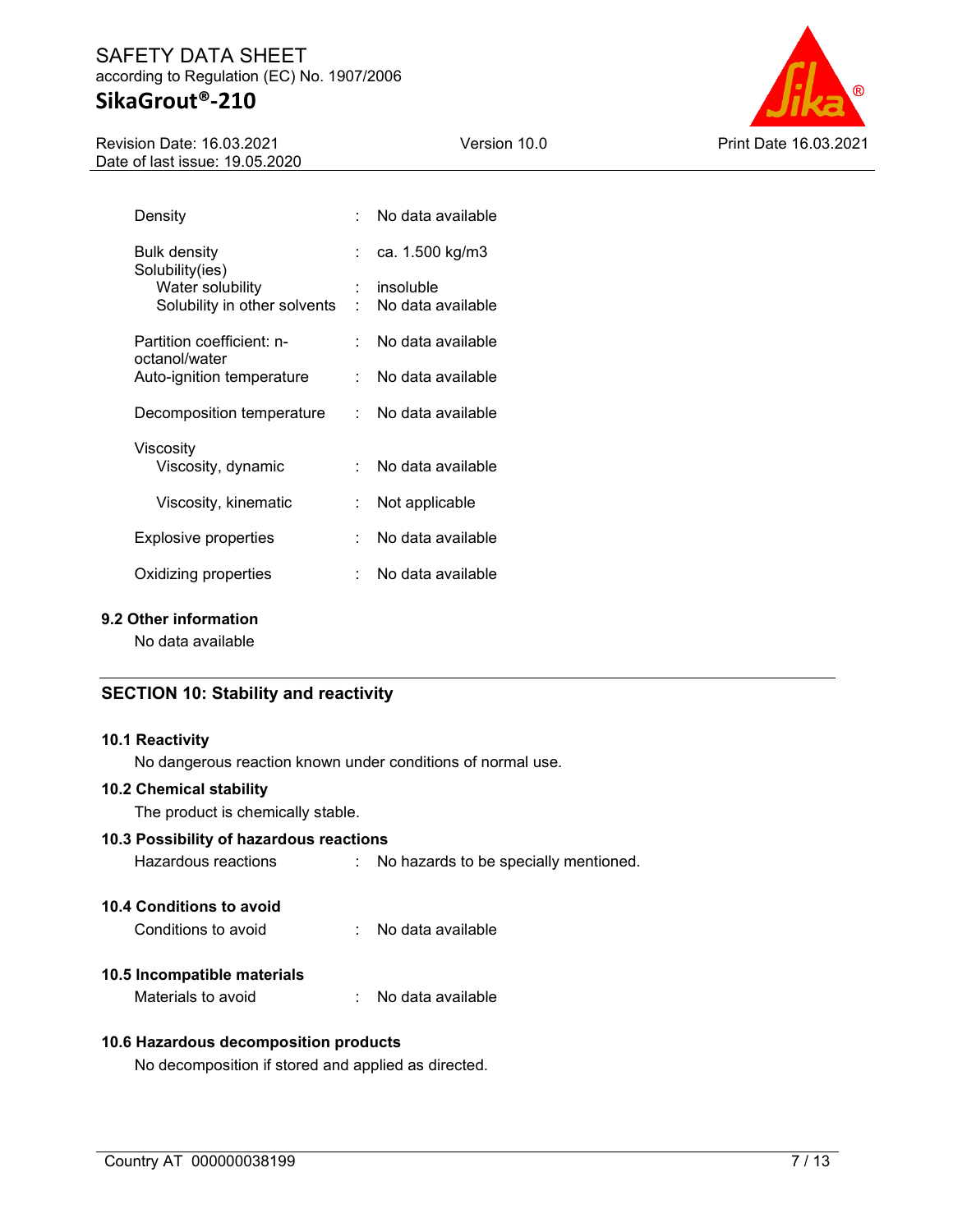| | | |
|---|---|---|
| Density | : | No data available |
| Bulk density | : | ca. 1.500 kg/m3 |
| Solubility(ies) | | |
| Water solubility | : | insoluble |
| Solubility in other solvents | : | No data available |
| Partition coefficient: n-octanol/water | : | No data available |
| Auto-ignition temperature | : | No data available |
| Decomposition temperature | : | No data available |
| Viscosity | | |
| Viscosity, dynamic | : | No data available |
| Viscosity, kinematic | : | Not applicable |
| Explosive properties | : | No data available |
| Oxidizing properties | : | No data available |

### 9.2 Other information

No data available

## SECTION 10: Stability and reactivity

### 10.1 Reactivity

No dangerous reaction known under conditions of normal use.

### 10.2 Chemical stability

The product is chemically stable.

### 10.3 Possibility of hazardous reactions

Hazardous reactions : No hazards to be specially mentioned.

### 10.4 Conditions to avoid

Conditions to avoid : No data available

### 10.5 Incompatible materials

Materials to avoid : No data available

### 10.6 Hazardous decomposition products

No decomposition if stored and applied as directed.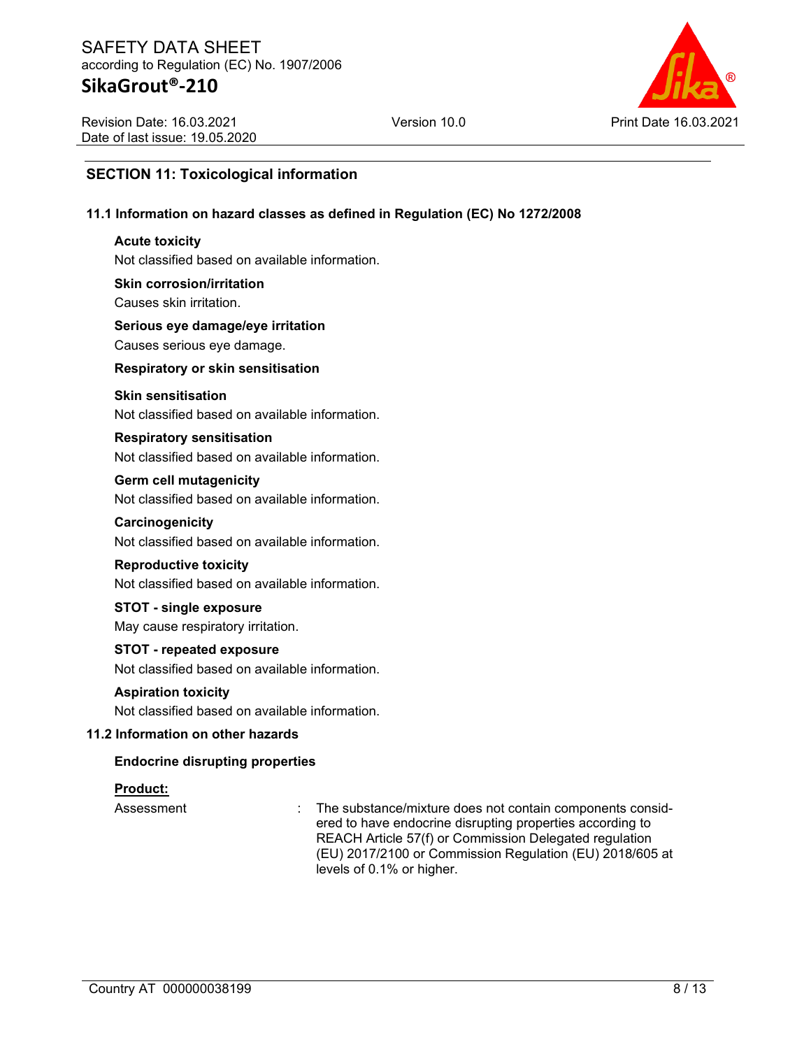## SECTION 11: Toxicological information

### 11.1 Information on hazard classes as defined in Regulation (EC) No 1272/2008

**Acute toxicity**

Not classified based on available information.

**Skin corrosion/irritation**

Causes skin irritation.

**Serious eye damage/eye irritation**

Causes serious eye damage.

**Respiratory or skin sensitisation**

**Skin sensitisation**

Not classified based on available information.

**Respiratory sensitisation**

Not classified based on available information.

**Germ cell mutagenicity**

Not classified based on available information.

**Carcinogenicity**

Not classified based on available information.

**Reproductive toxicity**

Not classified based on available information.

**STOT - single exposure**

May cause respiratory irritation.

**STOT - repeated exposure**

Not classified based on available information.

**Aspiration toxicity**

Not classified based on available information.

### 11.2 Information on other hazards

**Endocrine disrupting properties**

**Product:**

Assessment : The substance/mixture does not contain components considered to have endocrine disrupting properties according to REACH Article 57(f) or Commission Delegated regulation (EU) 2017/2100 or Commission Regulation (EU) 2018/605 at levels of 0.1% or higher.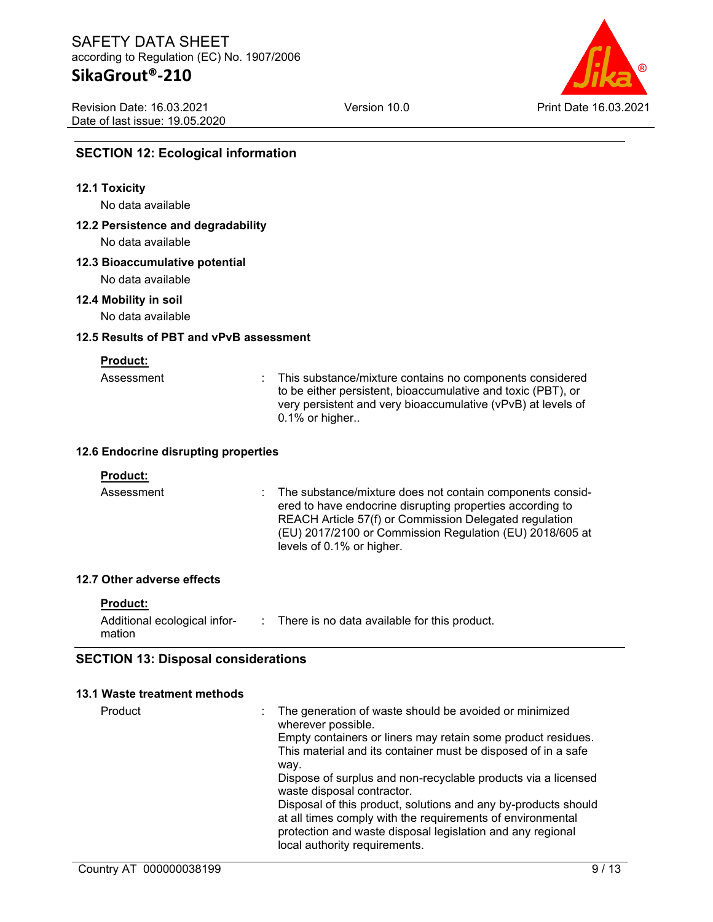## SECTION 12: Ecological information

### 12.1 Toxicity

No data available

### 12.2 Persistence and degradability

No data available

### 12.3 Bioaccumulative potential

No data available

### 12.4 Mobility in soil

No data available

### 12.5 Results of PBT and vPvB assessment

**Product:**

Assessment : This substance/mixture contains no components considered to be either persistent, bioaccumulative and toxic (PBT), or very persistent and very bioaccumulative (vPvB) at levels of 0.1% or higher..

### 12.6 Endocrine disrupting properties

**Product:**

Assessment : The substance/mixture does not contain components considered to have endocrine disrupting properties according to REACH Article 57(f) or Commission Delegated regulation (EU) 2017/2100 or Commission Regulation (EU) 2018/605 at levels of 0.1% or higher.

### 12.7 Other adverse effects

**Product:**

Additional ecological information : There is no data available for this product.

## SECTION 13: Disposal considerations

### 13.1 Waste treatment methods

Product : The generation of waste should be avoided or minimized wherever possible.
Empty containers or liners may retain some product residues.
This material and its container must be disposed of in a safe way.
Dispose of surplus and non-recyclable products via a licensed waste disposal contractor.
Disposal of this product, solutions and any by-products should at all times comply with the requirements of environmental protection and waste disposal legislation and any regional local authority requirements.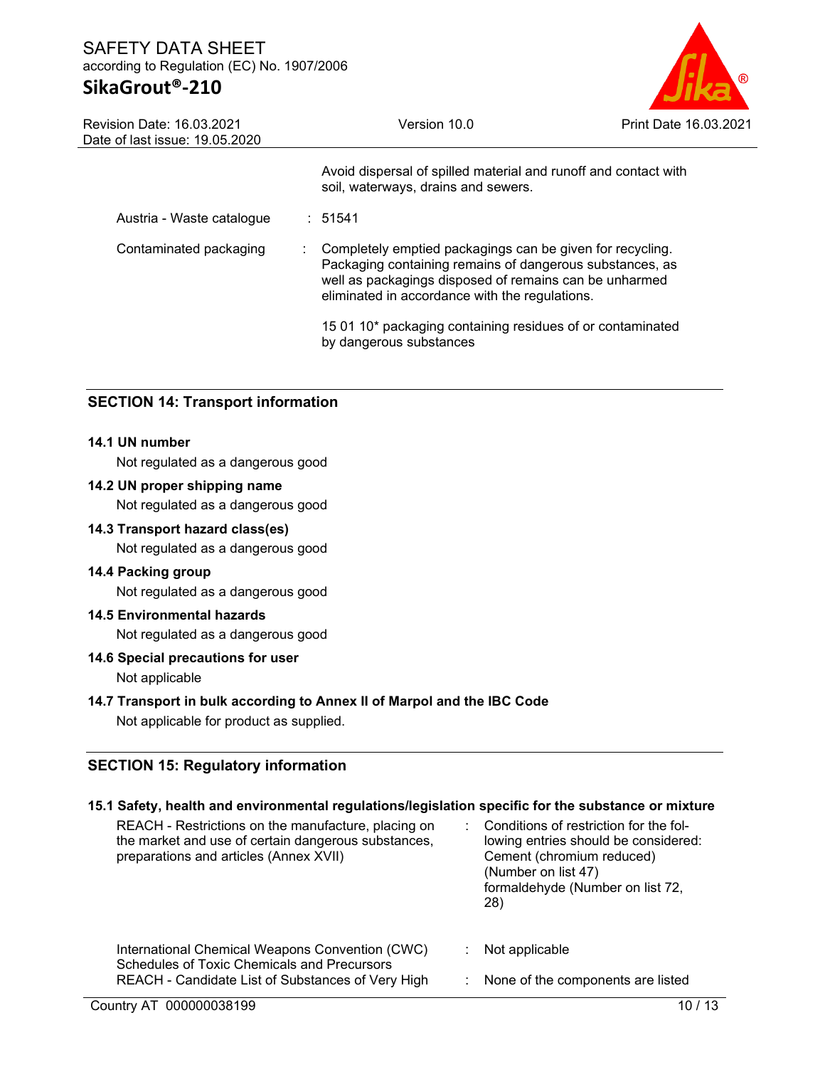Avoid dispersal of spilled material and runoff and contact with soil, waterways, drains and sewers.

| | | |
|---|---|---|
| Austria - Waste catalogue | : | 51541 |
| Contaminated packaging | : | Completely emptied packagings can be given for recycling. Packaging containing remains of dangerous substances, as well as packagings disposed of remains can be unharmed eliminated in accordance with the regulations.<br><br>15 01 10* packaging containing residues of or contaminated by dangerous substances |

## SECTION 14: Transport information

**14.1 UN number**

Not regulated as a dangerous good

**14.2 UN proper shipping name**

Not regulated as a dangerous good

**14.3 Transport hazard class(es)**

Not regulated as a dangerous good

**14.4 Packing group**

Not regulated as a dangerous good

**14.5 Environmental hazards**

Not regulated as a dangerous good

**14.6 Special precautions for user**

Not applicable

**14.7 Transport in bulk according to Annex II of Marpol and the IBC Code**

Not applicable for product as supplied.

## SECTION 15: Regulatory information

**15.1 Safety, health and environmental regulations/legislation specific for the substance or mixture**

| | | |
|---|---|---|
| REACH - Restrictions on the manufacture, placing on the market and use of certain dangerous substances, preparations and articles (Annex XVII) | : | Conditions of restriction for the following entries should be considered:<br>Cement (chromium reduced) (Number on list 47)<br>formaldehyde (Number on list 72, 28) |
| International Chemical Weapons Convention (CWC) Schedules of Toxic Chemicals and Precursors | : | Not applicable |
| REACH - Candidate List of Substances of Very High | : | None of the components are listed |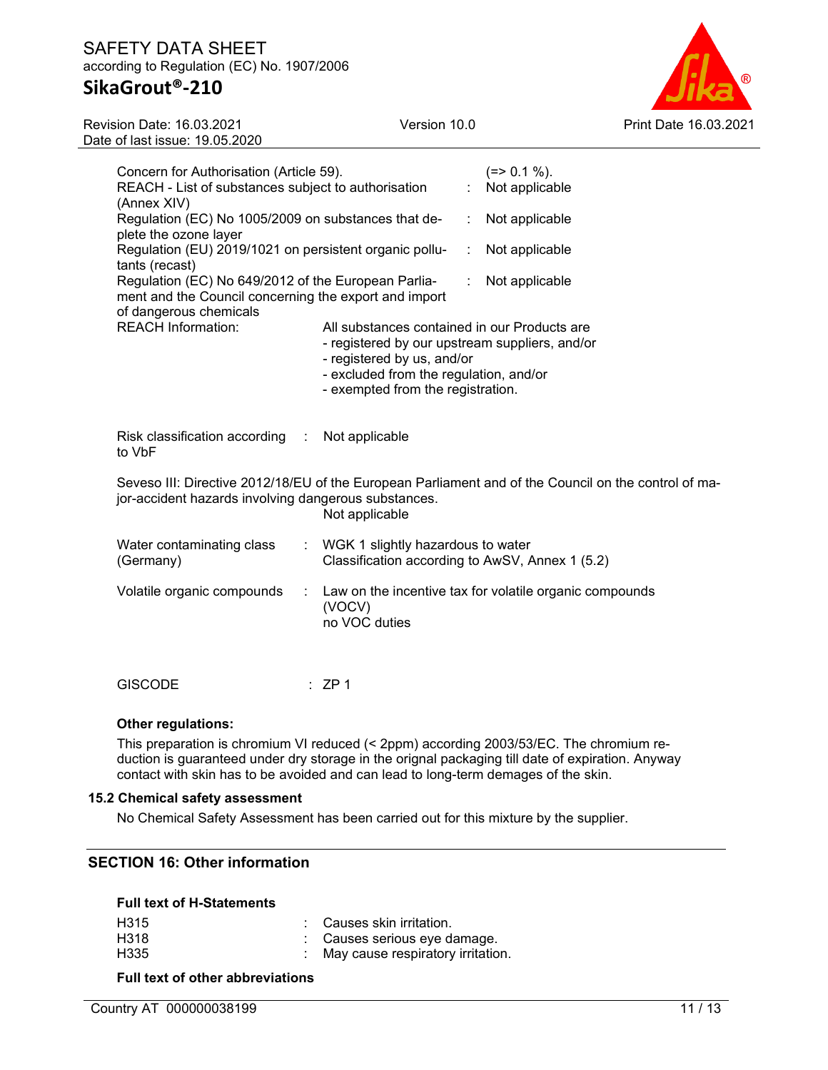Concern for Authorisation (Article 59). (=> 0.1 %).

| | | |
|---|---|---|
| REACH - List of substances subject to authorisation (Annex XIV) | : | Not applicable |
| Regulation (EC) No 1005/2009 on substances that deplete the ozone layer | : | Not applicable |
| Regulation (EU) 2019/1021 on persistent organic pollutants (recast) | : | Not applicable |
| Regulation (EC) No 649/2012 of the European Parliament and the Council concerning the export and import of dangerous chemicals | : | Not applicable |

REACH Information: All substances contained in our Products are
- registered by our upstream suppliers, and/or
- registered by us, and/or
- excluded from the regulation, and/or
- exempted from the registration.

Risk classification according to VbF : Not applicable

Seveso III: Directive 2012/18/EU of the European Parliament and of the Council on the control of major-accident hazards involving dangerous substances.
Not applicable

Water contaminating class (Germany) : WGK 1 slightly hazardous to water
Classification according to AwSV, Annex 1 (5.2)

Volatile organic compounds : Law on the incentive tax for volatile organic compounds (VOCV)
no VOC duties

GISCODE : ZP 1

**Other regulations:**

This preparation is chromium VI reduced (< 2ppm) according 2003/53/EC. The chromium reduction is guaranteed under dry storage in the orignal packaging till date of expiration. Anyway contact with skin has to be avoided and can lead to long-term demages of the skin.

### 15.2 Chemical safety assessment

No Chemical Safety Assessment has been carried out for this mixture by the supplier.

## SECTION 16: Other information

**Full text of H-Statements**

| | | |
|---|---|---|
| H315 | : | Causes skin irritation. |
| H318 | : | Causes serious eye damage. |
| H335 | : | May cause respiratory irritation. |

**Full text of other abbreviations**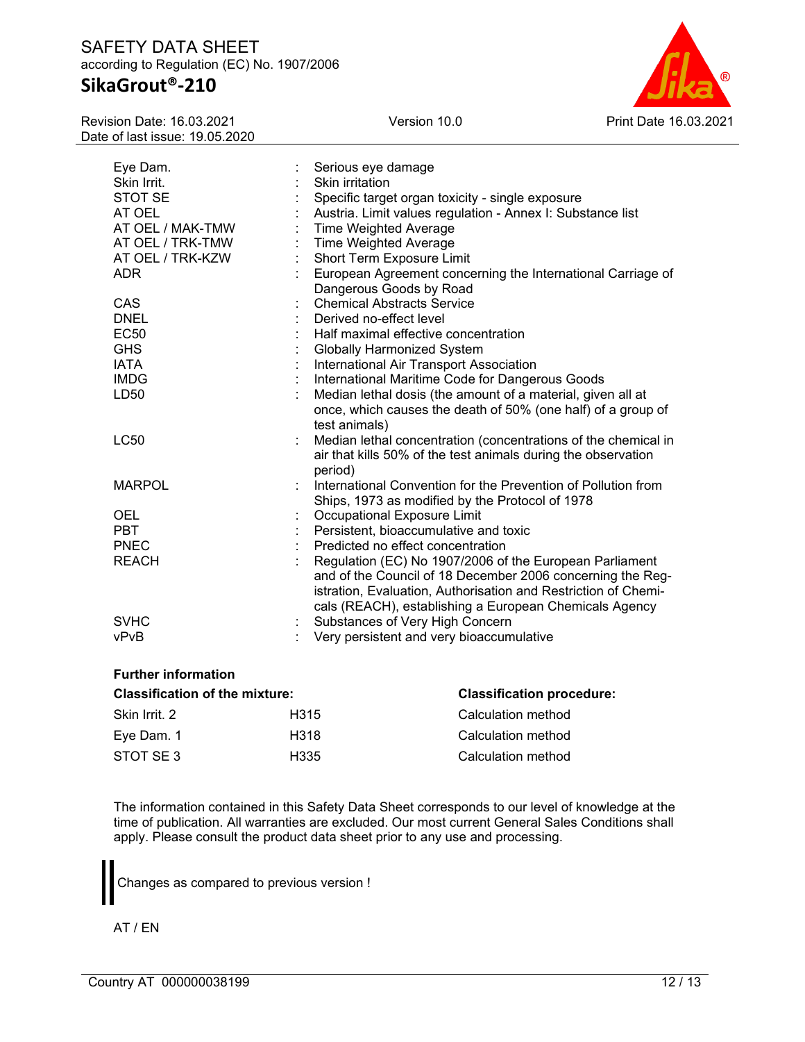| | | |
|---|---|---|
| Eye Dam. | : | Serious eye damage |
| Skin Irrit. | : | Skin irritation |
| STOT SE | : | Specific target organ toxicity - single exposure |
| AT OEL | : | Austria. Limit values regulation - Annex I: Substance list |
| AT OEL / MAK-TMW | : | Time Weighted Average |
| AT OEL / TRK-TMW | : | Time Weighted Average |
| AT OEL / TRK-KZW | : | Short Term Exposure Limit |
| ADR | : | European Agreement concerning the International Carriage of Dangerous Goods by Road |
| CAS | : | Chemical Abstracts Service |
| DNEL | : | Derived no-effect level |
| EC50 | : | Half maximal effective concentration |
| GHS | : | Globally Harmonized System |
| IATA | : | International Air Transport Association |
| IMDG | : | International Maritime Code for Dangerous Goods |
| LD50 | : | Median lethal dosis (the amount of a material, given all at once, which causes the death of 50% (one half) of a group of test animals) |
| LC50 | : | Median lethal concentration (concentrations of the chemical in air that kills 50% of the test animals during the observation period) |
| MARPOL | : | International Convention for the Prevention of Pollution from Ships, 1973 as modified by the Protocol of 1978 |
| OEL | : | Occupational Exposure Limit |
| PBT | : | Persistent, bioaccumulative and toxic |
| PNEC | : | Predicted no effect concentration |
| REACH | : | Regulation (EC) No 1907/2006 of the European Parliament and of the Council of 18 December 2006 concerning the Registration, Evaluation, Authorisation and Restriction of Chemicals (REACH), establishing a European Chemicals Agency |
| SVHC | : | Substances of Very High Concern |
| vPvB | : | Very persistent and very bioaccumulative |

**Further information**

| **Classification of the mixture:** | | **Classification procedure:** |
|---|---|---|
| Skin Irrit. 2 | H315 | Calculation method |
| Eye Dam. 1 | H318 | Calculation method |
| STOT SE 3 | H335 | Calculation method |

The information contained in this Safety Data Sheet corresponds to our level of knowledge at the time of publication. All warranties are excluded. Our most current General Sales Conditions shall apply. Please consult the product data sheet prior to any use and processing.

Changes as compared to previous version !

AT / EN